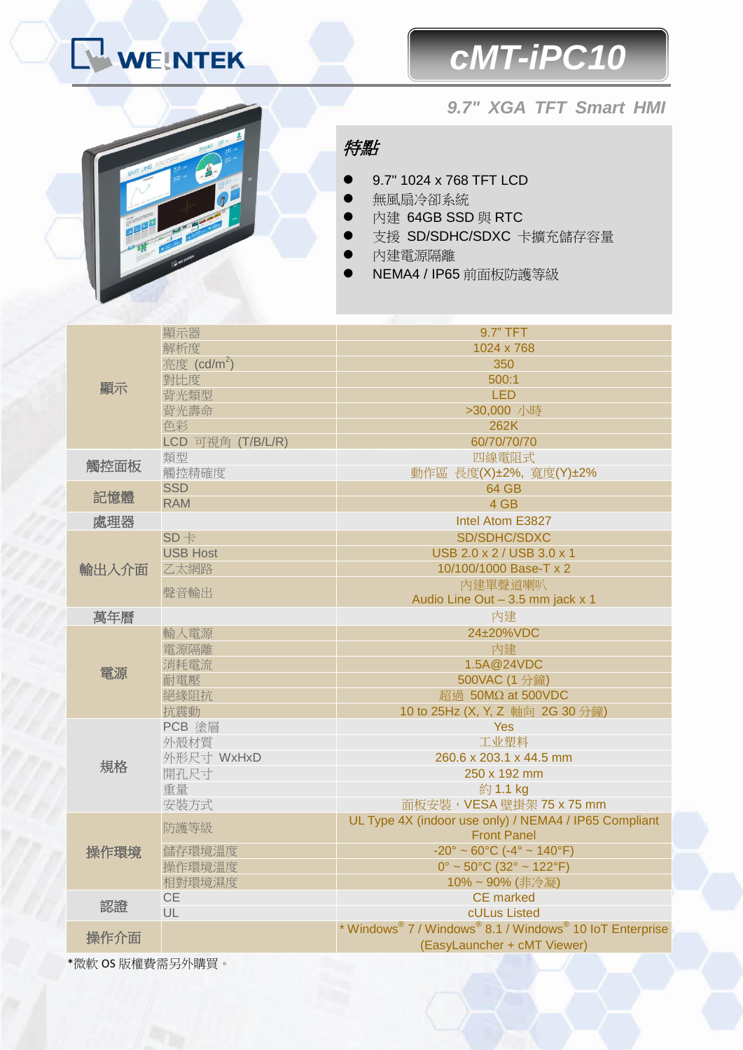# cMT-iPC10

## 9.7" XGA TFT Smart HMI

### 特點

- 9.7" 1024 x 768 TFT LCD
- 無風扇冷卻系統
- 內建 64GB SSD 與 RTC
- 支援 SD/SDHC/SDXC 卡擴充儲存容量
- 內建電源隔離
- NEMA4 / IP65 前面板防護等級

| | | |
|---|---|---|
| 顯示 | 顯示器 | 9.7" TFT |
| | 解析度 | 1024 x 768 |
| | 亮度 (cd/m$^2$) | 350 |
| | 對比度 | 500:1 |
| | 背光類型 | LED |
| | 背光壽命 | >30,000 小時 |
| | 色彩 | 262K |
| | LCD 可視角 (T/B/L/R) | 60/70/70/70 |
| 觸控面板 | 類型 | 四線電阻式 |
| | 觸控精確度 | 動作區 長度(X)±2%, 寬度(Y)±2% |
| 記憶體 | SSD | 64 GB |
| | RAM | 4 GB |
| 處理器 | | Intel Atom E3827 |
| 輸出入介面 | SD 卡 | SD/SDHC/SDXC |
| | USB Host | USB 2.0 x 2 / USB 3.0 x 1 |
| | 乙太網路 | 10/100/1000 Base-T x 2 |
| | 聲音輸出 | 內建單聲道喇叭<br>Audio Line Out – 3.5 mm jack x 1 |
| 萬年曆 | | 內建 |
| 電源 | 輸入電源 | 24±20%VDC |
| | 電源隔離 | 內建 |
| | 消耗電流 | 1.5A@24VDC |
| | 耐電壓 | 500VAC (1 分鐘) |
| | 絕緣阻抗 | 超過 50MΩ at 500VDC |
| | 抗震動 | 10 to 25Hz (X, Y, Z 軸向 2G 30 分鐘) |
| 規格 | PCB 塗層 | Yes |
| | 外殼材質 | 工業塑料 |
| | 外形尺寸 WxHxD | 260.6 x 203.1 x 44.5 mm |
| | 開孔尺寸 | 250 x 192 mm |
| | 重量 | 約 1.1 kg |
| | 安裝方式 | 面板安裝，VESA 壁掛架 75 x 75 mm |
| 操作環境 | 防護等級 | UL Type 4X (indoor use only) / NEMA4 / IP65 Compliant Front Panel |
| | 儲存環境溫度 | -20° ~ 60°C (-4° ~ 140°F) |
| | 操作環境溫度 | 0° ~ 50°C (32° ~ 122°F) |
| | 相對環境濕度 | 10% ~ 90% (非冷凝) |
| 認證 | CE | CE marked |
| | UL | cULus Listed |
| 操作介面 | | * Windows® 7 / Windows® 8.1 / Windows® 10 IoT Enterprise<br>(EasyLauncher + cMT Viewer) |

*微軟 OS 版權費需另外購買。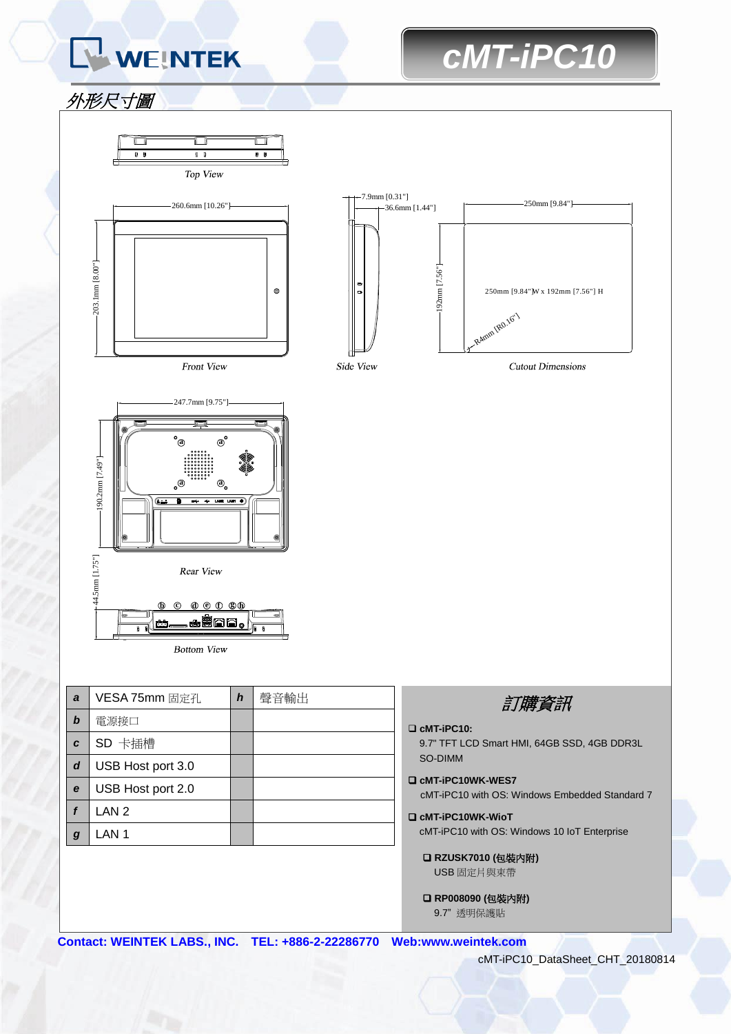# 外形尺寸圖

Top View

260.6mm [10.26"]

203.1mm [8.00"]

Front View

7.9mm [0.31"]

36.6mm [1.44"]

Side View

250mm [9.84"]

192mm [7.56"]

250mm [9.84"]W x 192mm [7.56"] H

R4mm [R0.16"]

Cutout Dimensions

247.7mm [9.75"]

190.2mm [7.49"]

Rear View

44.5mm [1.75"]

Bottom View

| | | | |
|---|---|---|---|
| **a** | VESA 75mm 固定孔 | **h** | 聲音輸出 |
| **b** | 電源接口 | | |
| **c** | SD 卡插槽 | | |
| **d** | USB Host port 3.0 | | |
| **e** | USB Host port 2.0 | | |
| **f** | LAN 2 | | |
| **g** | LAN 1 | | |

## 訂購資訊

❑ **cMT-iPC10:**
9.7" TFT LCD Smart HMI, 64GB SSD, 4GB DDR3L SO-DIMM

❑ **cMT-iPC10WK-WES7**
cMT-iPC10 with OS: Windows Embedded Standard 7

❑ **cMT-iPC10WK-WioT**
cMT-iPC10 with OS: Windows 10 IoT Enterprise

❑ **RZUSK7010 (包裝內附)**
USB 固定片與束帶

❑ **RP008090 (包裝內附)**
9.7" 透明保護貼

**Contact: WEINTEK LABS., INC. TEL: +886-2-22286770 Web:www.weintek.com**

cMT-iPC10_DataSheet_CHT_20180814